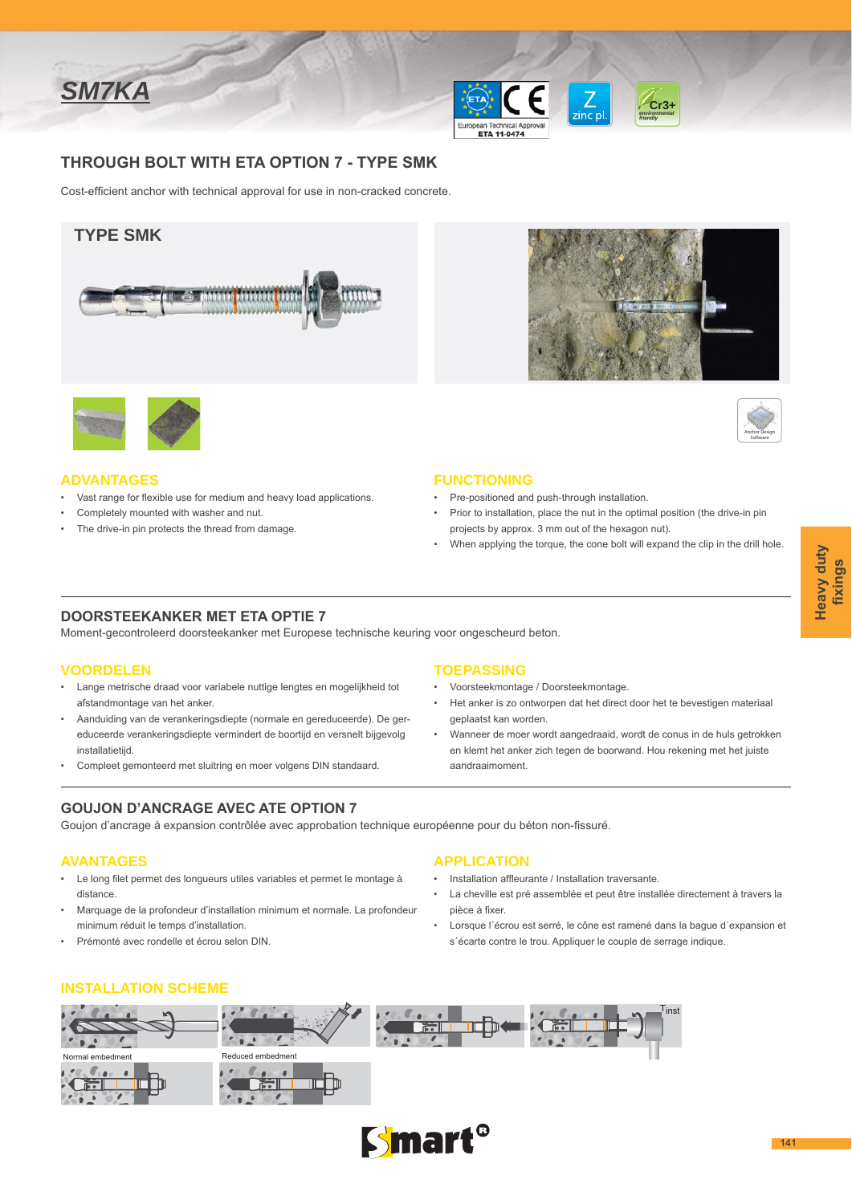# SM7KA

## THROUGH BOLT WITH ETA OPTION 7 - TYPE SMK

Cost-efficient anchor with technical approval for use in non-cracked concrete.

TYPE SMK

### ADVANTAGES

- Vast range for flexible use for medium and heavy load applications.
- Completely mounted with washer and nut.
- The drive-in pin protects the thread from damage.

### FUNCTIONING

- Pre-positioned and push-through installation.
- Prior to installation, place the nut in the optimal position (the drive-in pin projects by approx. 3 mm out of the hexagon nut).
- When applying the torque, the cone bolt will expand the clip in the drill hole.

## DOORSTEEKANKER MET ETA OPTIE 7

Moment-gecontroleerd doorsteekanker met Europese technische keuring voor ongescheurd beton.

### VOORDELEN

- Lange metrische draad voor variabele nuttige lengtes en mogelijkheid tot afstandmontage van het anker.
- Aanduiding van de verankeringsdiepte (normale en gereduceerde). De gereduceerde verankeringsdiepte vermindert de boortijd en versnelt bijgevolg installatietijd.
- Compleet gemonteerd met sluitring en moer volgens DIN standaard.

### TOEPASSING

- Voorsteekmontage / Doorsteekmontage.
- Het anker is zo ontworpen dat het direct door het te bevestigen materiaal geplaatst kan worden.
- Wanneer de moer wordt aangedraaid, wordt de conus in de huls getrokken en klemt het anker zich tegen de boorwand. Hou rekening met het juiste aandraaimoment.

## GOUJON D'ANCRAGE AVEC ATE OPTION 7

Goujon d'ancrage à expansion contrôlée avec approbation technique européenne pour du béton non-fissuré.

### AVANTAGES

- Le long filet permet des longueurs utiles variables et permet le montage à distance.
- Marquage de la profondeur d'installation minimum et normale. La profondeur minimum réduit le temps d'installation.
- Prémonté avec rondelle et écrou selon DIN.

### APPLICATION

- Installation affleurante / Installation traversante.
- La cheville est pré assemblée et peut être installée directement à travers la pièce à fixer.
- Lorsque l´écrou est serré, le cône est ramené dans la bague d´expansion et s´écarte contre le trou. Appliquer le couple de serrage indiqué.

### INSTALLATION SCHEME

Normal embedment

Reduced embedment

Tinst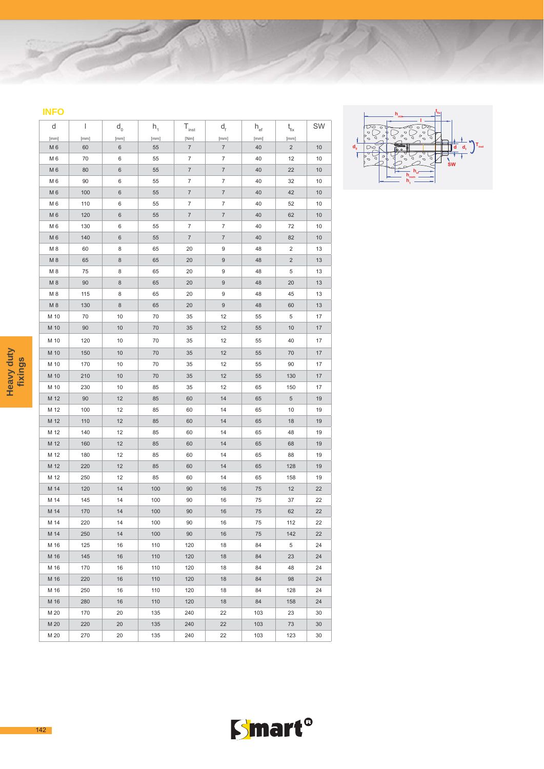## INFO

| d | l | $d_0$ | $h_1$ | $T_{inst}$ | $d_f$ | $h_{ef}$ | $t_{fix}$ | SW |
|---|---|---|---|---|---|---|---|---|
| [mm] | [mm] | [mm] | [mm] | [Nm] | [mm] | [mm] | [mm] | |
| M 6 | 60 | 6 | 55 | 7 | 7 | 40 | 2 | 10 |
| M 6 | 70 | 6 | 55 | 7 | 7 | 40 | 12 | 10 |
| M 6 | 80 | 6 | 55 | 7 | 7 | 40 | 22 | 10 |
| M 6 | 90 | 6 | 55 | 7 | 7 | 40 | 32 | 10 |
| M 6 | 100 | 6 | 55 | 7 | 7 | 40 | 42 | 10 |
| M 6 | 110 | 6 | 55 | 7 | 7 | 40 | 52 | 10 |
| M 6 | 120 | 6 | 55 | 7 | 7 | 40 | 62 | 10 |
| M 6 | 130 | 6 | 55 | 7 | 7 | 40 | 72 | 10 |
| M 6 | 140 | 6 | 55 | 7 | 7 | 40 | 82 | 10 |
| M 8 | 60 | 8 | 65 | 20 | 9 | 48 | 2 | 13 |
| M 8 | 65 | 8 | 65 | 20 | 9 | 48 | 2 | 13 |
| M 8 | 75 | 8 | 65 | 20 | 9 | 48 | 5 | 13 |
| M 8 | 90 | 8 | 65 | 20 | 9 | 48 | 20 | 13 |
| M 8 | 115 | 8 | 65 | 20 | 9 | 48 | 45 | 13 |
| M 8 | 130 | 8 | 65 | 20 | 9 | 48 | 60 | 13 |
| M 10 | 70 | 10 | 70 | 35 | 12 | 55 | 5 | 17 |
| M 10 | 90 | 10 | 70 | 35 | 12 | 55 | 10 | 17 |
| M 10 | 120 | 10 | 70 | 35 | 12 | 55 | 40 | 17 |
| M 10 | 150 | 10 | 70 | 35 | 12 | 55 | 70 | 17 |
| M 10 | 170 | 10 | 70 | 35 | 12 | 55 | 90 | 17 |
| M 10 | 210 | 10 | 70 | 35 | 12 | 55 | 130 | 17 |
| M 10 | 230 | 10 | 85 | 35 | 12 | 65 | 150 | 17 |
| M 12 | 90 | 12 | 85 | 60 | 14 | 65 | 5 | 19 |
| M 12 | 100 | 12 | 85 | 60 | 14 | 65 | 10 | 19 |
| M 12 | 110 | 12 | 85 | 60 | 14 | 65 | 18 | 19 |
| M 12 | 140 | 12 | 85 | 60 | 14 | 65 | 48 | 19 |
| M 12 | 160 | 12 | 85 | 60 | 14 | 65 | 68 | 19 |
| M 12 | 180 | 12 | 85 | 60 | 14 | 65 | 88 | 19 |
| M 12 | 220 | 12 | 85 | 60 | 14 | 65 | 128 | 19 |
| M 12 | 250 | 12 | 85 | 60 | 14 | 65 | 158 | 19 |
| M 14 | 120 | 14 | 100 | 90 | 16 | 75 | 12 | 22 |
| M 14 | 145 | 14 | 100 | 90 | 16 | 75 | 37 | 22 |
| M 14 | 170 | 14 | 100 | 90 | 16 | 75 | 62 | 22 |
| M 14 | 220 | 14 | 100 | 90 | 16 | 75 | 112 | 22 |
| M 14 | 250 | 14 | 100 | 90 | 16 | 75 | 142 | 22 |
| M 16 | 125 | 16 | 110 | 120 | 18 | 84 | 5 | 24 |
| M 16 | 145 | 16 | 110 | 120 | 18 | 84 | 23 | 24 |
| M 16 | 170 | 16 | 110 | 120 | 18 | 84 | 48 | 24 |
| M 16 | 220 | 16 | 110 | 120 | 18 | 84 | 98 | 24 |
| M 16 | 250 | 16 | 110 | 120 | 18 | 84 | 128 | 24 |
| M 16 | 280 | 16 | 110 | 120 | 18 | 84 | 158 | 24 |
| M 20 | 170 | 20 | 135 | 240 | 22 | 103 | 23 | 30 |
| M 20 | 220 | 20 | 135 | 240 | 22 | 103 | 73 | 30 |
| M 20 | 270 | 20 | 135 | 240 | 22 | 103 | 123 | 30 |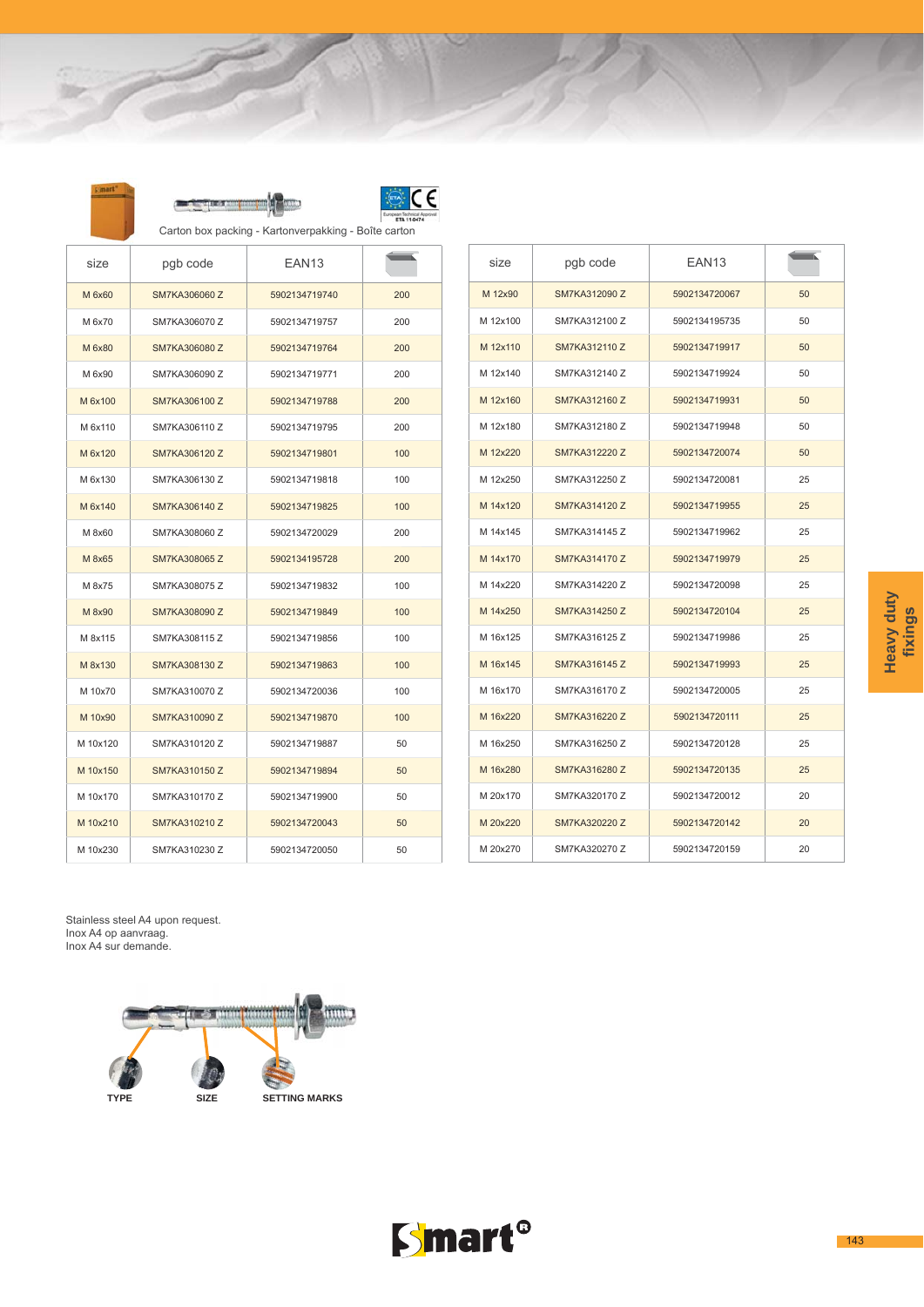Carton box packing - Kartonverpakking - Boîte carton

| size | pgb code | EAN13 | |
|---|---|---|---|
| M 6x60 | SM7KA306060 Z | 5902134719740 | 200 |
| M 6x70 | SM7KA306070 Z | 5902134719757 | 200 |
| M 6x80 | SM7KA306080 Z | 5902134719764 | 200 |
| M 6x90 | SM7KA306090 Z | 5902134719771 | 200 |
| M 6x100 | SM7KA306100 Z | 5902134719788 | 200 |
| M 6x110 | SM7KA306110 Z | 5902134719795 | 200 |
| M 6x120 | SM7KA306120 Z | 5902134719801 | 100 |
| M 6x130 | SM7KA306130 Z | 5902134719818 | 100 |
| M 6x140 | SM7KA306140 Z | 5902134719825 | 100 |
| M 8x60 | SM7KA308060 Z | 5902134720029 | 200 |
| M 8x65 | SM7KA308065 Z | 5902134195728 | 200 |
| M 8x75 | SM7KA308075 Z | 5902134719832 | 100 |
| M 8x90 | SM7KA308090 Z | 5902134719849 | 100 |
| M 8x115 | SM7KA308115 Z | 5902134719856 | 100 |
| M 8x130 | SM7KA308130 Z | 5902134719863 | 100 |
| M 10x70 | SM7KA310070 Z | 5902134720036 | 100 |
| M 10x90 | SM7KA310090 Z | 5902134719870 | 100 |
| M 10x120 | SM7KA310120 Z | 5902134719887 | 50 |
| M 10x150 | SM7KA310150 Z | 5902134719894 | 50 |
| M 10x170 | SM7KA310170 Z | 5902134719900 | 50 |
| M 10x210 | SM7KA310210 Z | 5902134720043 | 50 |
| M 10x230 | SM7KA310230 Z | 5902134720050 | 50 |

| size | pgb code | EAN13 | |
|---|---|---|---|
| M 12x90 | SM7KA312090 Z | 5902134720067 | 50 |
| M 12x100 | SM7KA312100 Z | 5902134195735 | 50 |
| M 12x110 | SM7KA312110 Z | 5902134719917 | 50 |
| M 12x140 | SM7KA312140 Z | 5902134719924 | 50 |
| M 12x160 | SM7KA312160 Z | 5902134719931 | 50 |
| M 12x180 | SM7KA312180 Z | 5902134719948 | 50 |
| M 12x220 | SM7KA312220 Z | 5902134720074 | 50 |
| M 12x250 | SM7KA312250 Z | 5902134720081 | 25 |
| M 14x120 | SM7KA314120 Z | 5902134719955 | 25 |
| M 14x145 | SM7KA314145 Z | 5902134719962 | 25 |
| M 14x170 | SM7KA314170 Z | 5902134719979 | 25 |
| M 14x220 | SM7KA314220 Z | 5902134720098 | 25 |
| M 14x250 | SM7KA314250 Z | 5902134720104 | 25 |
| M 16x125 | SM7KA316125 Z | 5902134719986 | 25 |
| M 16x145 | SM7KA316145 Z | 5902134719993 | 25 |
| M 16x170 | SM7KA316170 Z | 5902134720005 | 25 |
| M 16x220 | SM7KA316220 Z | 5902134720111 | 25 |
| M 16x250 | SM7KA316250 Z | 5902134720128 | 25 |
| M 16x280 | SM7KA316280 Z | 5902134720135 | 25 |
| M 20x170 | SM7KA320170 Z | 5902134720012 | 20 |
| M 20x220 | SM7KA320220 Z | 5902134720142 | 20 |
| M 20x270 | SM7KA320270 Z | 5902134720159 | 20 |

Stainless steel A4 upon request.
Inox A4 op aanvraag.
Inox A4 sur demande.

TYPE SIZE SETTING MARKS

Heavy duty fixings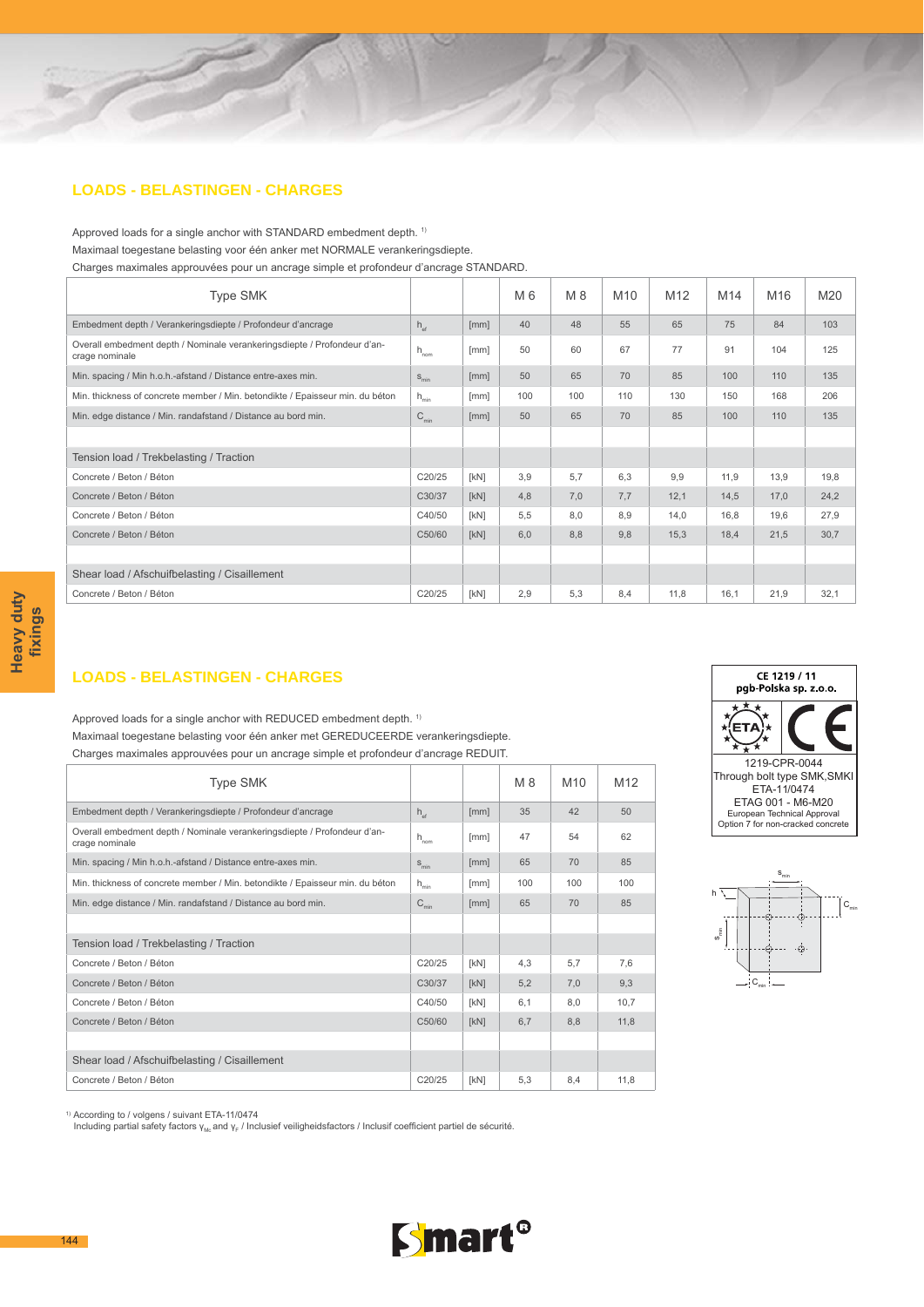## LOADS - BELASTINGEN - CHARGES

Approved loads for a single anchor with STANDARD embedment depth. [1)]

Maximaal toegestane belasting voor één anker met NORMALE verankeringsdiepte.

Charges maximales approuvées pour un ancrage simple et profondeur d'ancrage STANDARD.

| Type SMK | | | M 6 | M 8 | M10 | M12 | M14 | M16 | M20 |
|---|---|---|---|---|---|---|---|---|---|
| Embedment depth / Verankeringsdiepte / Profondeur d'ancrage | $h_{ef}$ | [mm] | 40 | 48 | 55 | 65 | 75 | 84 | 103 |
| Overall embedment depth / Nominale verankeringsdiepte / Profondeur d'ancrage nominale | $h_{nom}$ | [mm] | 50 | 60 | 67 | 77 | 91 | 104 | 125 |
| Min. spacing / Min h.o.h.-afstand / Distance entre-axes min. | $s_{min}$ | [mm] | 50 | 65 | 70 | 85 | 100 | 110 | 135 |
| Min. thickness of concrete member / Min. betondikte / Epaisseur min. du béton | $h_{min}$ | [mm] | 100 | 100 | 110 | 130 | 150 | 168 | 206 |
| Min. edge distance / Min. randafstand / Distance au bord min. | $C_{min}$ | [mm] | 50 | 65 | 70 | 85 | 100 | 110 | 135 |
| | | | | | | | | | |
| Tension load / Trekbelasting / Traction | | | | | | | | | |
| Concrete / Beton / Béton | C20/25 | [kN] | 3,9 | 5,7 | 6,3 | 9,9 | 11,9 | 13,9 | 19,8 |
| Concrete / Beton / Béton | C30/37 | [kN] | 4,8 | 7,0 | 7,7 | 12,1 | 14,5 | 17,0 | 24,2 |
| Concrete / Beton / Béton | C40/50 | [kN] | 5,5 | 8,0 | 8,9 | 14,0 | 16,8 | 19,6 | 27,9 |
| Concrete / Beton / Béton | C50/60 | [kN] | 6,0 | 8,8 | 9,8 | 15,3 | 18,4 | 21,5 | 30,7 |
| | | | | | | | | | |
| Shear load / Afschuifbelasting / Cisaillement | | | | | | | | | |
| Concrete / Beton / Béton | C20/25 | [kN] | 2,9 | 5,3 | 8,4 | 11,8 | 16,1 | 21,9 | 32,1 |

## LOADS - BELASTINGEN - CHARGES

Approved loads for a single anchor with REDUCED embedment depth. [1)]

Maximaal toegestane belasting voor één anker met GEREDUCEERDE verankeringsdiepte.

Charges maximales approuvées pour un ancrage simple et profondeur d'ancrage REDUIT.

| Type SMK | | | M 8 | M10 | M12 |
|---|---|---|---|---|---|
| Embedment depth / Verankeringsdiepte / Profondeur d'ancrage | $h_{ef}$ | [mm] | 35 | 42 | 50 |
| Overall embedment depth / Nominale verankeringsdiepte / Profondeur d'ancrage nominale | $h_{nom}$ | [mm] | 47 | 54 | 62 |
| Min. spacing / Min h.o.h.-afstand / Distance entre-axes min. | $s_{min}$ | [mm] | 65 | 70 | 85 |
| Min. thickness of concrete member / Min. betondikte / Epaisseur min. du béton | $h_{min}$ | [mm] | 100 | 100 | 100 |
| Min. edge distance / Min. randafstand / Distance au bord min. | $C_{min}$ | [mm] | 65 | 70 | 85 |
| | | | | | |
| Tension load / Trekbelasting / Traction | | | | | |
| Concrete / Beton / Béton | C20/25 | [kN] | 4,3 | 5,7 | 7,6 |
| Concrete / Beton / Béton | C30/37 | [kN] | 5,2 | 7,0 | 9,3 |
| Concrete / Beton / Béton | C40/50 | [kN] | 6,1 | 8,0 | 10,7 |
| Concrete / Beton / Béton | C50/60 | [kN] | 6,7 | 8,8 | 11,8 |
| | | | | | |
| Shear load / Afschuifbelasting / Cisaillement | | | | | |
| Concrete / Beton / Béton | C20/25 | [kN] | 5,3 | 8,4 | 11,8 |

**CE 1219 / 11**
**pgb-Polska sp. z.o.o.**

ETA CE

1219-CPR-0044
Through bolt type SMK,SMKI
ETA-11/0474
ETAG 001 - M6-M20
European Technical Approval
Option 7 for non-cracked concrete

$s_{min}$
h
$C_{min}$
$s_{min}$
$C_{min}$

[1)] According to / volgens / suivant ETA-11/0474
Including partial safety factors $\gamma_{Mc}$ and $\gamma_F$ / Inclusief veiligheidsfactors / Inclusif coefficient partiel de sécurité.

Heavy duty fixings